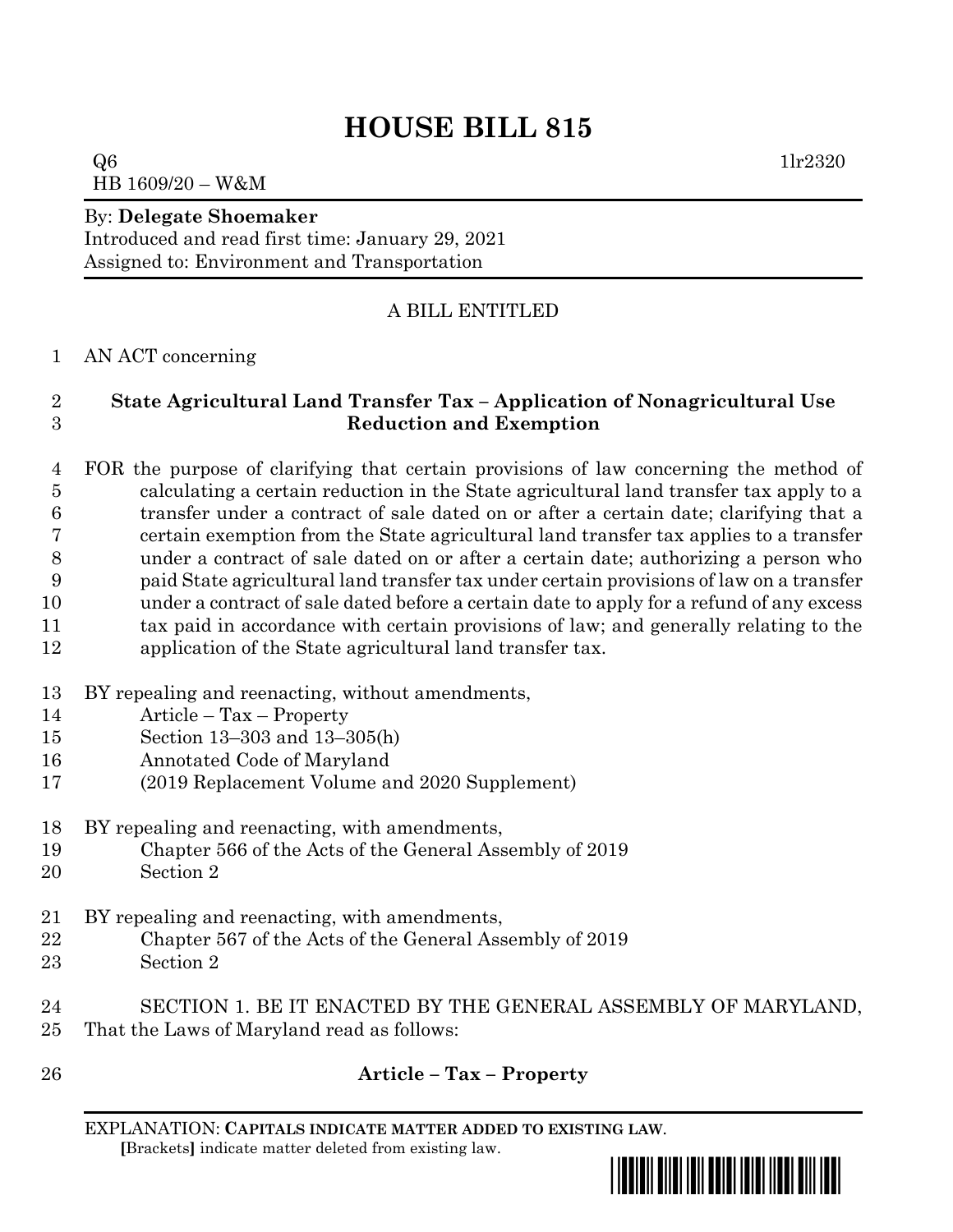# HOUSE BILL 815

Q6 1lr2320

HB 1609/20 – W&M

By: **Delegate Shoemaker**

Introduced and read first time: January 29, 2021

Assigned to: Environment and Transportation

A BILL ENTITLED

1 AN ACT concerning

2 **State Agricultural Land Transfer Tax – Application of Nonagricultural Use**
3 **Reduction and Exemption**

4 FOR the purpose of clarifying that certain provisions of law concerning the method of
5 calculating a certain reduction in the State agricultural land transfer tax apply to a
6 transfer under a contract of sale dated on or after a certain date; clarifying that a
7 certain exemption from the State agricultural land transfer tax applies to a transfer
8 under a contract of sale dated on or after a certain date; authorizing a person who
9 paid State agricultural land transfer tax under certain provisions of law on a transfer
10 under a contract of sale dated before a certain date to apply for a refund of any excess
11 tax paid in accordance with certain provisions of law; and generally relating to the
12 application of the State agricultural land transfer tax.

13 BY repealing and reenacting, without amendments,
14 Article – Tax – Property
15 Section 13–303 and 13–305(h)
16 Annotated Code of Maryland
17 (2019 Replacement Volume and 2020 Supplement)

18 BY repealing and reenacting, with amendments,
19 Chapter 566 of the Acts of the General Assembly of 2019
20 Section 2

21 BY repealing and reenacting, with amendments,
22 Chapter 567 of the Acts of the General Assembly of 2019
23 Section 2

24 SECTION 1. BE IT ENACTED BY THE GENERAL ASSEMBLY OF MARYLAND,
25 That the Laws of Maryland read as follows:

26 **Article – Tax – Property**

EXPLANATION: **CAPITALS INDICATE MATTER ADDED TO EXISTING LAW**.
**[**Brackets**]** indicate matter deleted from existing law.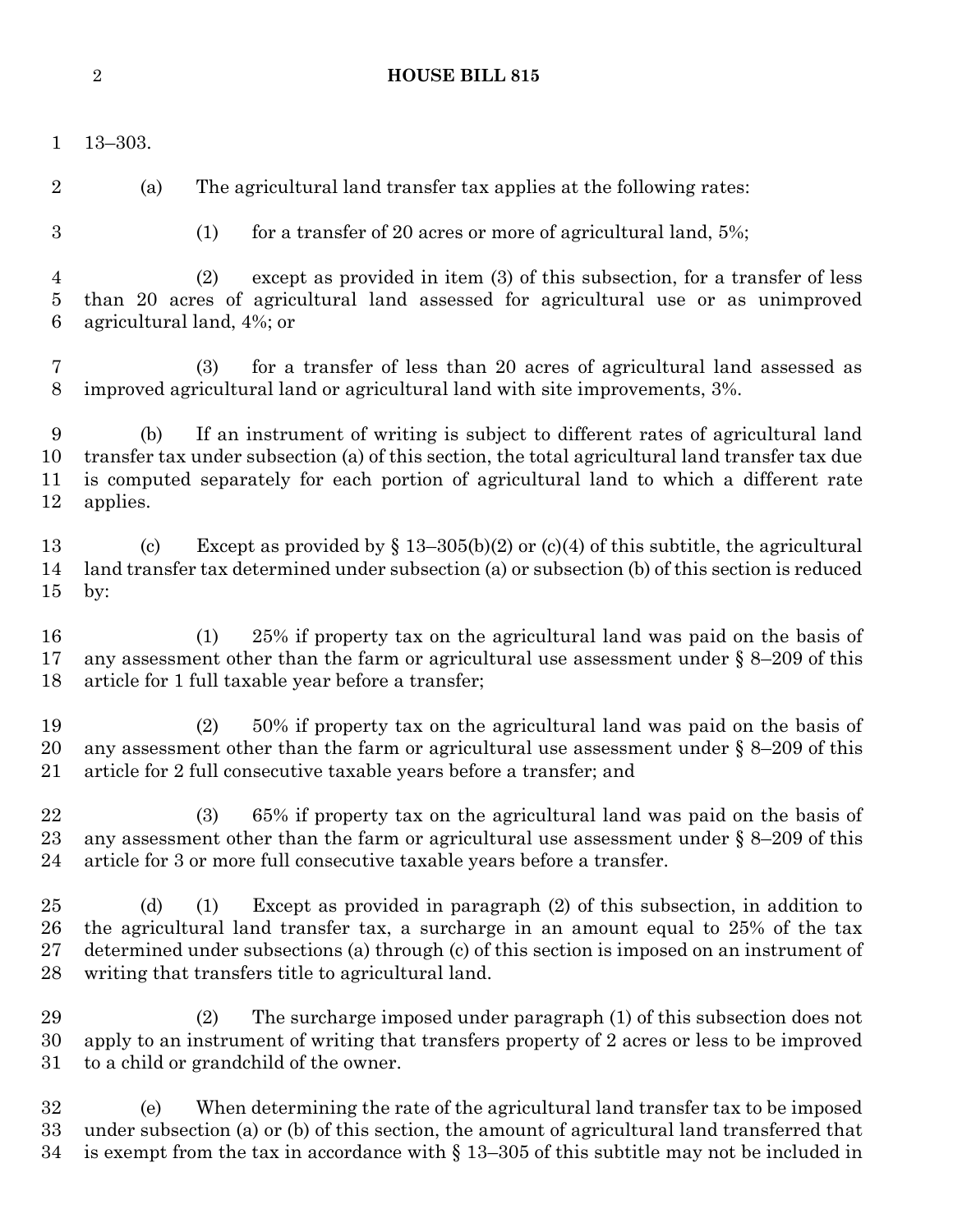13–303.

(a) The agricultural land transfer tax applies at the following rates:

(1) for a transfer of 20 acres or more of agricultural land, 5%;

(2) except as provided in item (3) of this subsection, for a transfer of less than 20 acres of agricultural land assessed for agricultural use or as unimproved agricultural land, 4%; or

(3) for a transfer of less than 20 acres of agricultural land assessed as improved agricultural land or agricultural land with site improvements, 3%.

(b) If an instrument of writing is subject to different rates of agricultural land transfer tax under subsection (a) of this section, the total agricultural land transfer tax due is computed separately for each portion of agricultural land to which a different rate applies.

(c) Except as provided by § 13–305(b)(2) or (c)(4) of this subtitle, the agricultural land transfer tax determined under subsection (a) or subsection (b) of this section is reduced by:

(1) 25% if property tax on the agricultural land was paid on the basis of any assessment other than the farm or agricultural use assessment under § 8–209 of this article for 1 full taxable year before a transfer;

(2) 50% if property tax on the agricultural land was paid on the basis of any assessment other than the farm or agricultural use assessment under § 8–209 of this article for 2 full consecutive taxable years before a transfer; and

(3) 65% if property tax on the agricultural land was paid on the basis of any assessment other than the farm or agricultural use assessment under § 8–209 of this article for 3 or more full consecutive taxable years before a transfer.

(d) (1) Except as provided in paragraph (2) of this subsection, in addition to the agricultural land transfer tax, a surcharge in an amount equal to 25% of the tax determined under subsections (a) through (c) of this section is imposed on an instrument of writing that transfers title to agricultural land.

(2) The surcharge imposed under paragraph (1) of this subsection does not apply to an instrument of writing that transfers property of 2 acres or less to be improved to a child or grandchild of the owner.

(e) When determining the rate of the agricultural land transfer tax to be imposed under subsection (a) or (b) of this section, the amount of agricultural land transferred that is exempt from the tax in accordance with § 13–305 of this subtitle may not be included in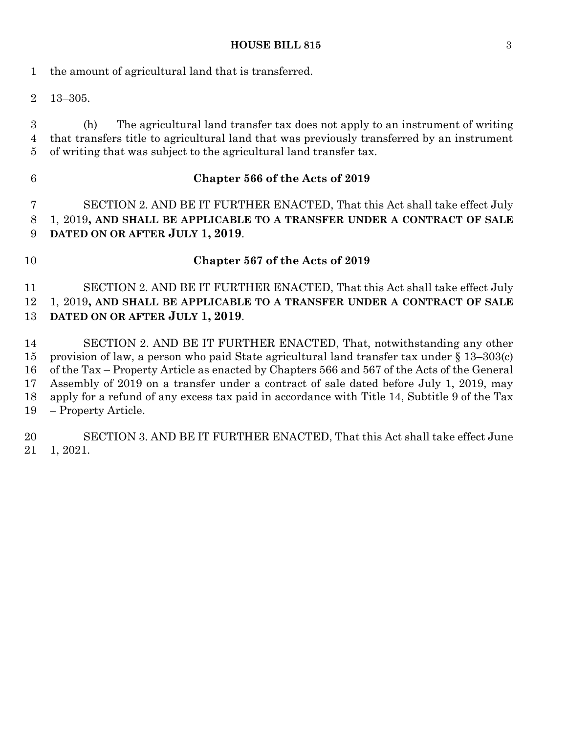the amount of agricultural land that is transferred.

13–305.

(h) The agricultural land transfer tax does not apply to an instrument of writing that transfers title to agricultural land that was previously transferred by an instrument of writing that was subject to the agricultural land transfer tax.

**Chapter 566 of the Acts of 2019**

SECTION 2. AND BE IT FURTHER ENACTED, That this Act shall take effect July 1, 2019**, AND SHALL BE APPLICABLE TO A TRANSFER UNDER A CONTRACT OF SALE DATED ON OR AFTER JULY 1, 2019**.

**Chapter 567 of the Acts of 2019**

SECTION 2. AND BE IT FURTHER ENACTED, That this Act shall take effect July 1, 2019**, AND SHALL BE APPLICABLE TO A TRANSFER UNDER A CONTRACT OF SALE DATED ON OR AFTER JULY 1, 2019**.

SECTION 2. AND BE IT FURTHER ENACTED, That, notwithstanding any other provision of law, a person who paid State agricultural land transfer tax under § 13–303(c) of the Tax – Property Article as enacted by Chapters 566 and 567 of the Acts of the General Assembly of 2019 on a transfer under a contract of sale dated before July 1, 2019, may apply for a refund of any excess tax paid in accordance with Title 14, Subtitle 9 of the Tax – Property Article.

SECTION 3. AND BE IT FURTHER ENACTED, That this Act shall take effect June 1, 2021.